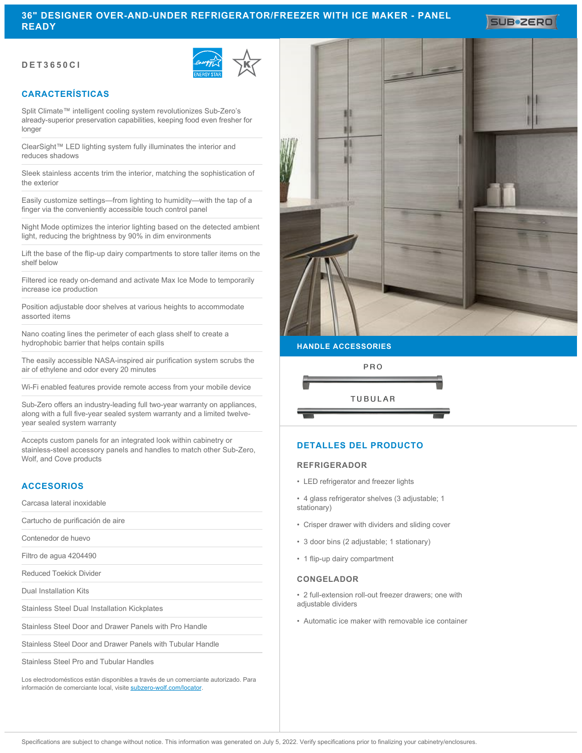# 36" DESIGNER OVER-AND-UNDER REFRIGERATOR/FREEZER WITH ICE MAKER - PANEL READY

**DET3650CI**

## CARACTERÍSTICAS

Split Climate™ intelligent cooling system revolutionizes Sub-Zero's already-superior preservation capabilities, keeping food even fresher for longer

ClearSight™ LED lighting system fully illuminates the interior and reduces shadows

Sleek stainless accents trim the interior, matching the sophistication of the exterior

Easily customize settings—from lighting to humidity—with the tap of a finger via the conveniently accessible touch control panel

Night Mode optimizes the interior lighting based on the detected ambient light, reducing the brightness by 90% in dim environments

Lift the base of the flip-up dairy compartments to store taller items on the shelf below

Filtered ice ready on-demand and activate Max Ice Mode to temporarily increase ice production

Position adjustable door shelves at various heights to accommodate assorted items

Nano coating lines the perimeter of each glass shelf to create a hydrophobic barrier that helps contain spills

The easily accessible NASA-inspired air purification system scrubs the air of ethylene and odor every 20 minutes

Wi-Fi enabled features provide remote access from your mobile device

Sub-Zero offers an industry-leading full two-year warranty on appliances, along with a full five-year sealed system warranty and a limited twelve-year sealed system warranty

Accepts custom panels for an integrated look within cabinetry or stainless-steel accessory panels and handles to match other Sub-Zero, Wolf, and Cove products

## ACCESORIOS

Carcasa lateral inoxidable

Cartucho de purificación de aire

Contenedor de huevo

Filtro de agua 4204490

Reduced Toekick Divider

Dual Installation Kits

Stainless Steel Dual Installation Kickplates

Stainless Steel Door and Drawer Panels with Pro Handle

Stainless Steel Door and Drawer Panels with Tubular Handle

Stainless Steel Pro and Tubular Handles

Los electrodomésticos están disponibles a través de un comerciante autorizado. Para información de comerciante local, visite subzero-wolf.com/locator.

## HANDLE ACCESSORIES

PRO

TUBULAR

## DETALLES DEL PRODUCTO

### REFRIGERADOR

- LED refrigerator and freezer lights
- 4 glass refrigerator shelves (3 adjustable; 1 stationary)
- Crisper drawer with dividers and sliding cover
- 3 door bins (2 adjustable; 1 stationary)
- 1 flip-up dairy compartment

### CONGELADOR

- 2 full-extension roll-out freezer drawers; one with adjustable dividers
- Automatic ice maker with removable ice container

Specifications are subject to change without notice. This information was generated on July 5, 2022. Verify specifications prior to finalizing your cabinetry/enclosures.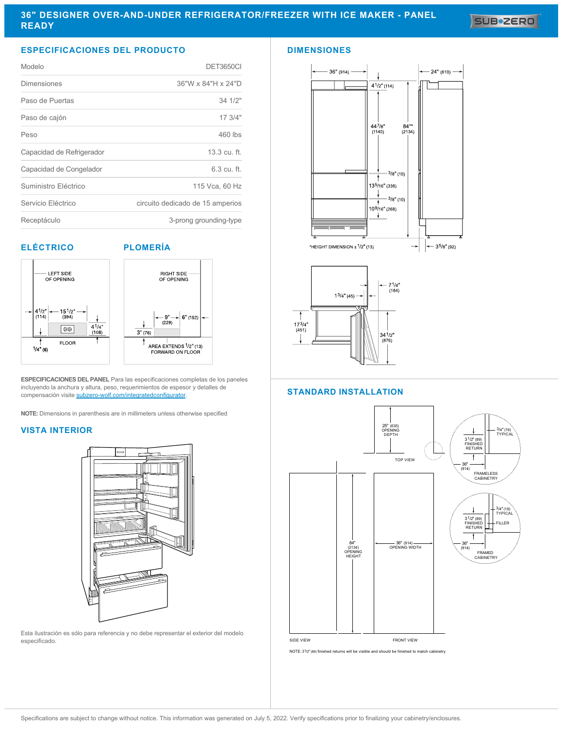# 36" DESIGNER OVER-AND-UNDER REFRIGERATOR/FREEZER WITH ICE MAKER - PANEL READY

## ESPECIFICACIONES DEL PRODUCTO

| | |
|---|---|
| Modelo | DET3650CI |
| Dimensiones | 36"W x 84"H x 24"D |
| Paso de Puertas | 34 1/2" |
| Paso de cajón | 17 3/4" |
| Peso | 460 lbs |
| Capacidad de Refrigerador | 13.3 cu. ft. |
| Capacidad de Congelador | 6.3 cu. ft. |
| Suministro Eléctrico | 115 Vca, 60 Hz |
| Servicio Eléctrico | circuito dedicado de 15 amperios |
| Receptáculo | 3-prong grounding-type |

## ELÉCTRICO

LEFT SIDE OF OPENING

4 1/2" (114)

15 1/2" (394)

4 1/4" (108)

FLOOR

1/4" (6)

## PLOMERÍA

RIGHT SIDE OF OPENING

9" (229)

6" (152)

3" (76)

AREA EXTENDS 1/2" (13) FORWARD ON FLOOR

**ESPECIFICACIONES DEL PANEL** Para las especificaciones completas de los paneles incluyendo la anchura y altura, peso, requerimientos de espesor y detalles de compensación visite subzero-wolf.com/integratedconfigurator.

**NOTE:** Dimensions in parenthesis are in millimeters unless otherwise specified

## VISTA INTERIOR

Esta ilustración es sólo para referencia y no debe representar el exterior del modelo especificado.

## DIMENSIONES

36" (914)

24" (610)

4 1/2" (114)

44 7/8" (1140)

84"* (2134)

3/8" (10)

13 5/16" (338)

3/8" (10)

10 9/16" (268)

*HEIGHT DIMENSION ± 1/2" (13)

3 5/8" (92)

7 1/4" (184)

1 3/4" (45)

17 3/4" (451)

34 1/2" (876)

## STANDARD INSTALLATION

25" (635) OPENING DEPTH

TOP VIEW

3/4" (19) TYPICAL

3 1/2" (89) FINISHED RETURN

36" (914)

FRAMELESS CABINETRY

3/4" (19) TYPICAL

3 1/2" (89) FINISHED RETURN

FILLER

36" (914)

FRAMED CABINETRY

84" (2134) OPENING HEIGHT

36" (914) OPENING WIDTH

SIDE VIEW

FRONT VIEW

NOTE: 3 1/2" (89) finished returns will be visible and should be finished to match cabinetry

Specifications are subject to change without notice. This information was generated on July 5, 2022. Verify specifications prior to finalizing your cabinetry/enclosures.